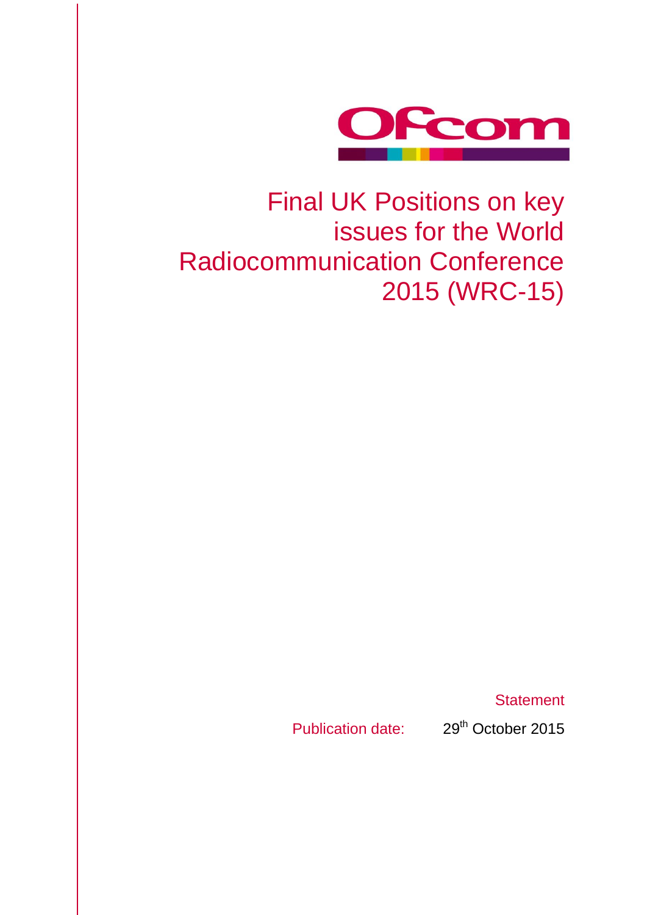Ofcom

# Final UK Positions on key issues for the World Radiocommunication Conference 2015 (WRC-15)

Statement

Publication date: 29th October 2015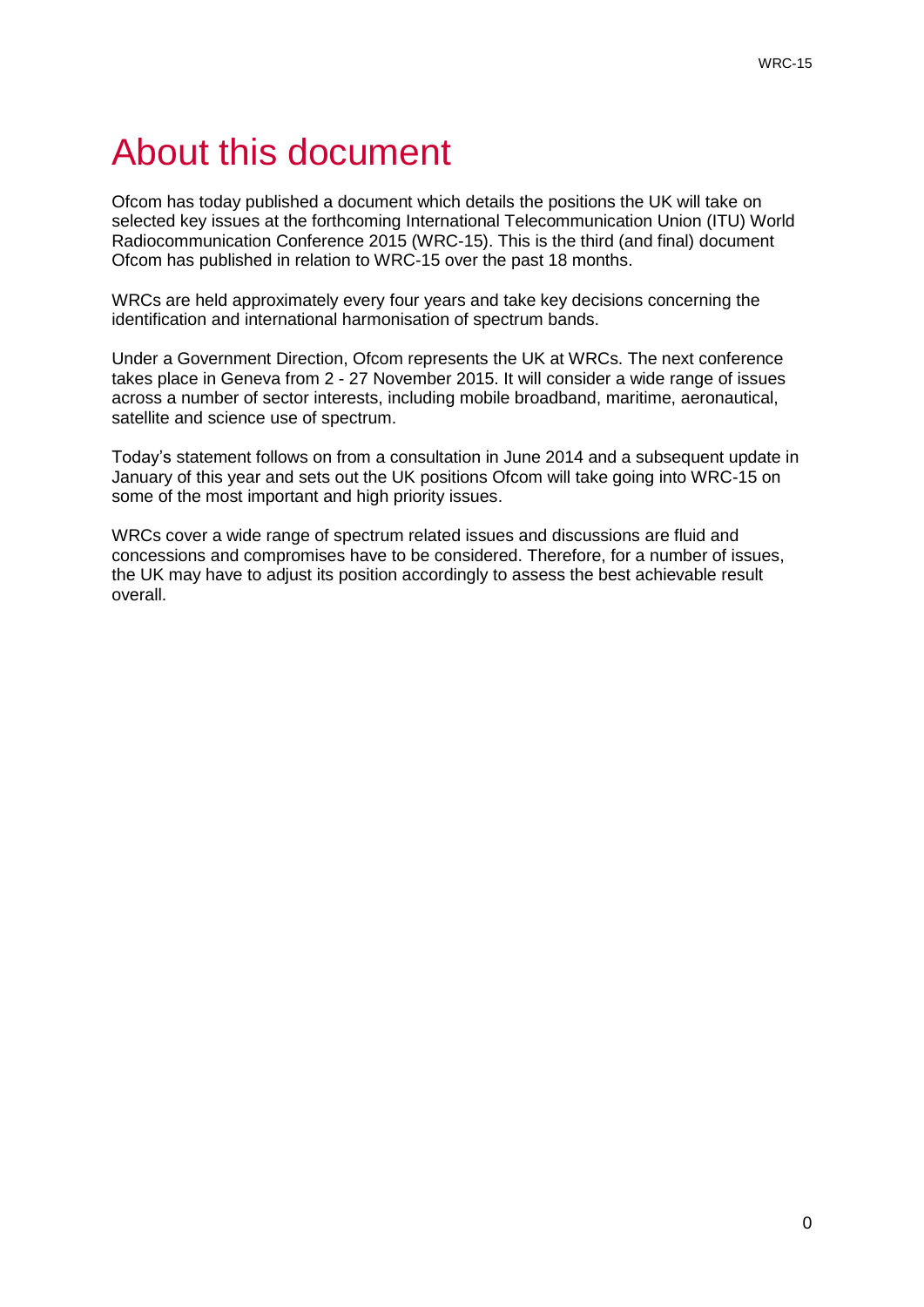# About this document

Ofcom has today published a document which details the positions the UK will take on selected key issues at the forthcoming International Telecommunication Union (ITU) World Radiocommunication Conference 2015 (WRC-15). This is the third (and final) document Ofcom has published in relation to WRC-15 over the past 18 months.

WRCs are held approximately every four years and take key decisions concerning the identification and international harmonisation of spectrum bands.

Under a Government Direction, Ofcom represents the UK at WRCs. The next conference takes place in Geneva from 2 - 27 November 2015. It will consider a wide range of issues across a number of sector interests, including mobile broadband, maritime, aeronautical, satellite and science use of spectrum.

Today's statement follows on from a consultation in June 2014 and a subsequent update in January of this year and sets out the UK positions Ofcom will take going into WRC-15 on some of the most important and high priority issues.

WRCs cover a wide range of spectrum related issues and discussions are fluid and concessions and compromises have to be considered. Therefore, for a number of issues, the UK may have to adjust its position accordingly to assess the best achievable result overall.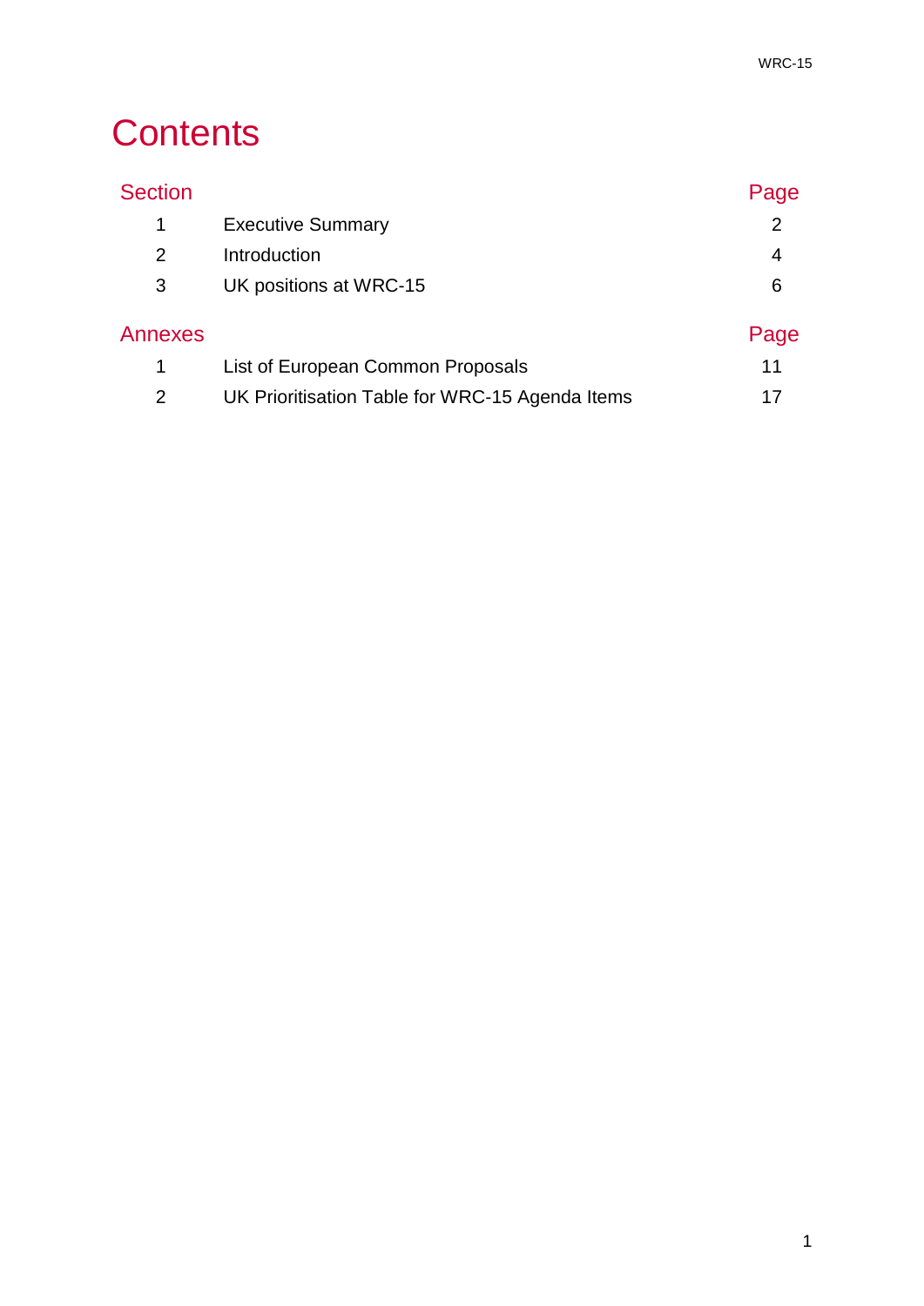# Contents

| Section | | Page |
|---|---|---|
| 1 | Executive Summary | 2 |
| 2 | Introduction | 4 |
| 3 | UK positions at WRC-15 | 6 |

| Annexes | | Page |
|---|---|---|
| 1 | List of European Common Proposals | 11 |
| 2 | UK Prioritisation Table for WRC-15 Agenda Items | 17 |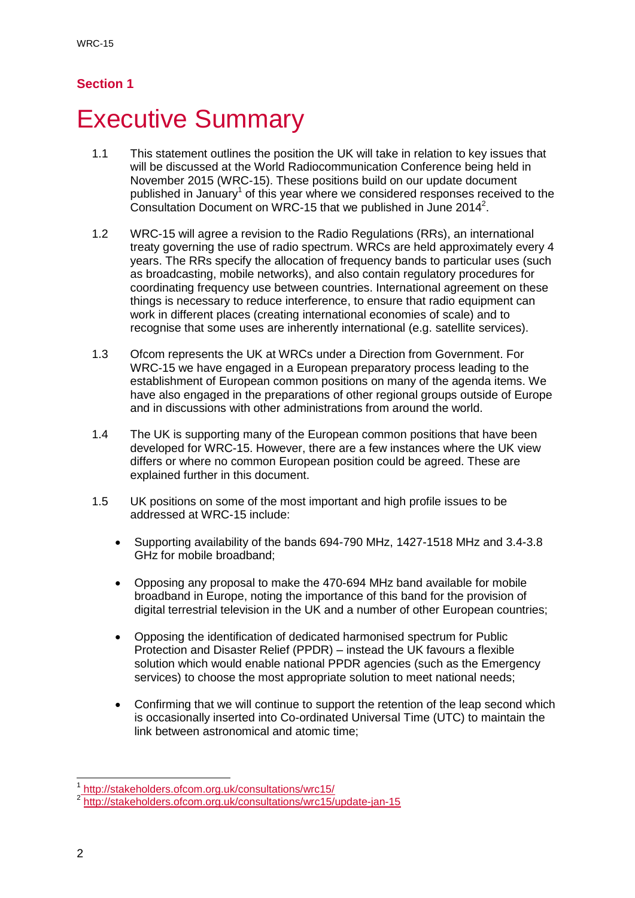## Section 1

# Executive Summary

1.1 This statement outlines the position the UK will take in relation to key issues that will be discussed at the World Radiocommunication Conference being held in November 2015 (WRC-15). These positions build on our update document published in January[1] of this year where we considered responses received to the Consultation Document on WRC-15 that we published in June 2014[2].

1.2 WRC-15 will agree a revision to the Radio Regulations (RRs), an international treaty governing the use of radio spectrum. WRCs are held approximately every 4 years. The RRs specify the allocation of frequency bands to particular uses (such as broadcasting, mobile networks), and also contain regulatory procedures for coordinating frequency use between countries. International agreement on these things is necessary to reduce interference, to ensure that radio equipment can work in different places (creating international economies of scale) and to recognise that some uses are inherently international (e.g. satellite services).

1.3 Ofcom represents the UK at WRCs under a Direction from Government. For WRC-15 we have engaged in a European preparatory process leading to the establishment of European common positions on many of the agenda items. We have also engaged in the preparations of other regional groups outside of Europe and in discussions with other administrations from around the world.

1.4 The UK is supporting many of the European common positions that have been developed for WRC-15. However, there are a few instances where the UK view differs or where no common European position could be agreed. These are explained further in this document.

1.5 UK positions on some of the most important and high profile issues to be addressed at WRC-15 include:

- Supporting availability of the bands 694-790 MHz, 1427-1518 MHz and 3.4-3.8 GHz for mobile broadband;
- Opposing any proposal to make the 470-694 MHz band available for mobile broadband in Europe, noting the importance of this band for the provision of digital terrestrial television in the UK and a number of other European countries;
- Opposing the identification of dedicated harmonised spectrum for Public Protection and Disaster Relief (PPDR) – instead the UK favours a flexible solution which would enable national PPDR agencies (such as the Emergency services) to choose the most appropriate solution to meet national needs;
- Confirming that we will continue to support the retention of the leap second which is occasionally inserted into Co-ordinated Universal Time (UTC) to maintain the link between astronomical and atomic time;

[1] http://stakeholders.ofcom.org.uk/consultations/wrc15/

[2] http://stakeholders.ofcom.org.uk/consultations/wrc15/update-jan-15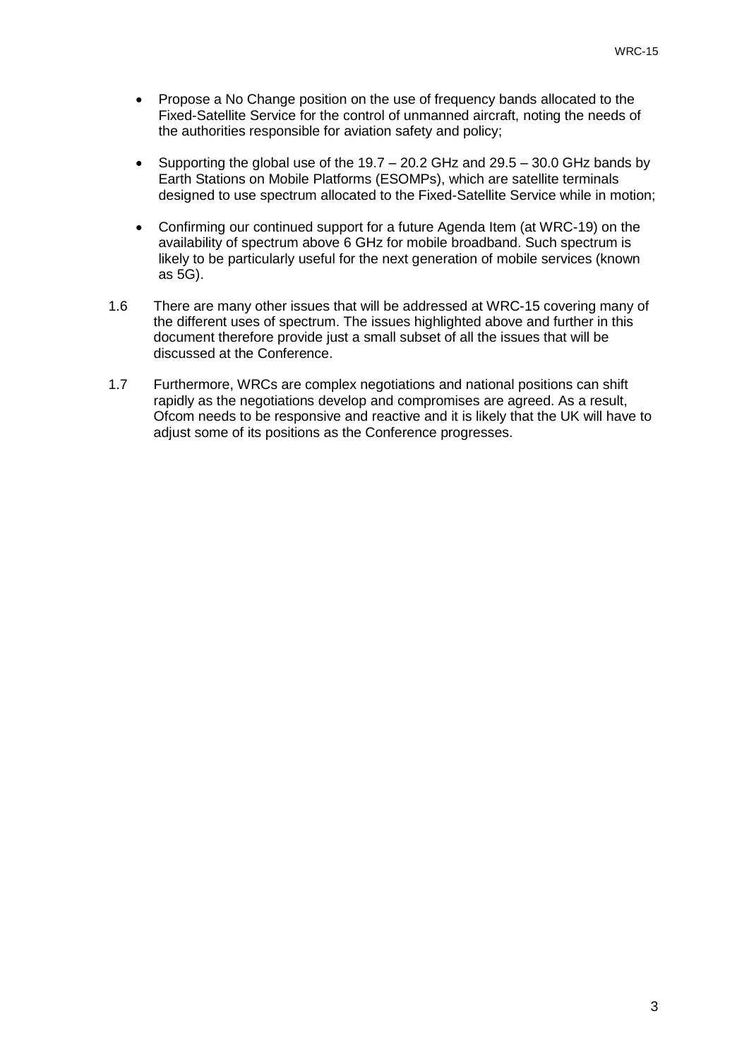- Propose a No Change position on the use of frequency bands allocated to the Fixed-Satellite Service for the control of unmanned aircraft, noting the needs of the authorities responsible for aviation safety and policy;

- Supporting the global use of the 19.7 – 20.2 GHz and 29.5 – 30.0 GHz bands by Earth Stations on Mobile Platforms (ESOMPs), which are satellite terminals designed to use spectrum allocated to the Fixed-Satellite Service while in motion;

- Confirming our continued support for a future Agenda Item (at WRC-19) on the availability of spectrum above 6 GHz for mobile broadband. Such spectrum is likely to be particularly useful for the next generation of mobile services (known as 5G).

1.6 There are many other issues that will be addressed at WRC-15 covering many of the different uses of spectrum. The issues highlighted above and further in this document therefore provide just a small subset of all the issues that will be discussed at the Conference.

1.7 Furthermore, WRCs are complex negotiations and national positions can shift rapidly as the negotiations develop and compromises are agreed. As a result, Ofcom needs to be responsive and reactive and it is likely that the UK will have to adjust some of its positions as the Conference progresses.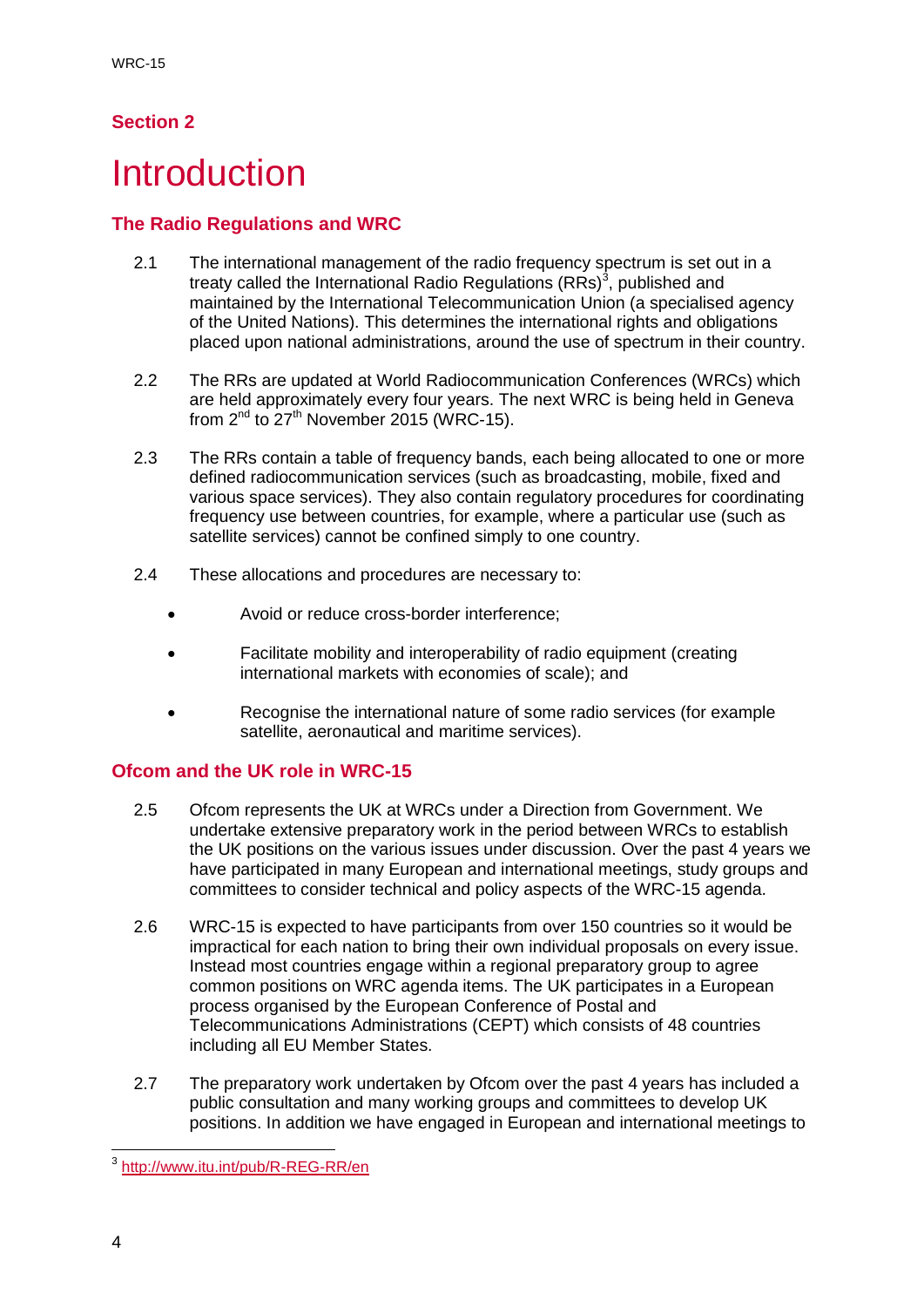## Section 2

# Introduction

### The Radio Regulations and WRC

2.1 The international management of the radio frequency spectrum is set out in a treaty called the International Radio Regulations (RRs)[3], published and maintained by the International Telecommunication Union (a specialised agency of the United Nations). This determines the international rights and obligations placed upon national administrations, around the use of spectrum in their country.

2.2 The RRs are updated at World Radiocommunication Conferences (WRCs) which are held approximately every four years. The next WRC is being held in Geneva from 2nd to 27th November 2015 (WRC-15).

2.3 The RRs contain a table of frequency bands, each being allocated to one or more defined radiocommunication services (such as broadcasting, mobile, fixed and various space services). They also contain regulatory procedures for coordinating frequency use between countries, for example, where a particular use (such as satellite services) cannot be confined simply to one country.

2.4 These allocations and procedures are necessary to:

- Avoid or reduce cross-border interference;
- Facilitate mobility and interoperability of radio equipment (creating international markets with economies of scale); and
- Recognise the international nature of some radio services (for example satellite, aeronautical and maritime services).

### Ofcom and the UK role in WRC-15

2.5 Ofcom represents the UK at WRCs under a Direction from Government. We undertake extensive preparatory work in the period between WRCs to establish the UK positions on the various issues under discussion. Over the past 4 years we have participated in many European and international meetings, study groups and committees to consider technical and policy aspects of the WRC-15 agenda.

2.6 WRC-15 is expected to have participants from over 150 countries so it would be impractical for each nation to bring their own individual proposals on every issue. Instead most countries engage within a regional preparatory group to agree common positions on WRC agenda items. The UK participates in a European process organised by the European Conference of Postal and Telecommunications Administrations (CEPT) which consists of 48 countries including all EU Member States.

2.7 The preparatory work undertaken by Ofcom over the past 4 years has included a public consultation and many working groups and committees to develop UK positions. In addition we have engaged in European and international meetings to

[3] http://www.itu.int/pub/R-REG-RR/en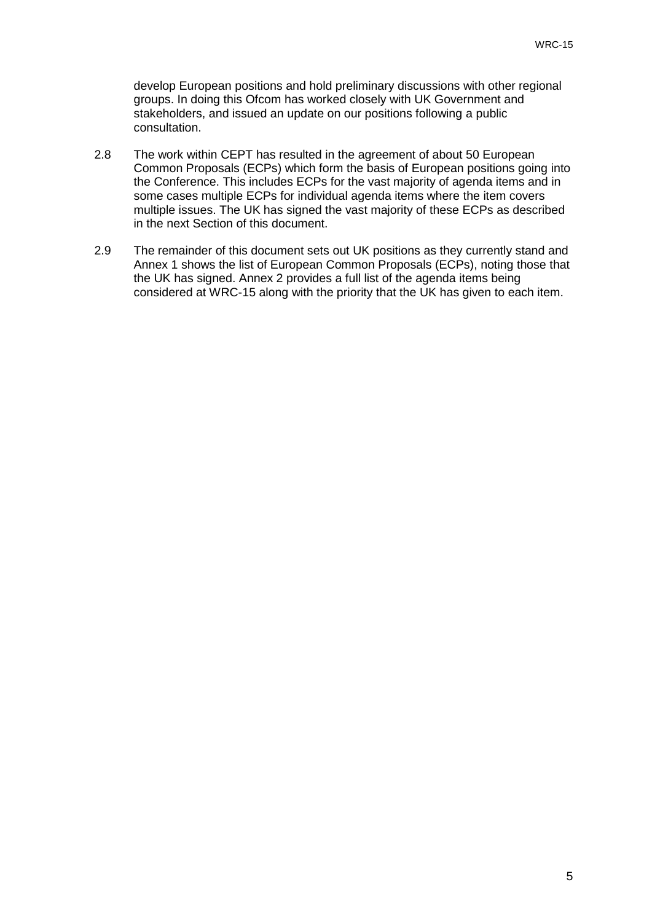develop European positions and hold preliminary discussions with other regional groups. In doing this Ofcom has worked closely with UK Government and stakeholders, and issued an update on our positions following a public consultation.

2.8 The work within CEPT has resulted in the agreement of about 50 European Common Proposals (ECPs) which form the basis of European positions going into the Conference. This includes ECPs for the vast majority of agenda items and in some cases multiple ECPs for individual agenda items where the item covers multiple issues. The UK has signed the vast majority of these ECPs as described in the next Section of this document.

2.9 The remainder of this document sets out UK positions as they currently stand and Annex 1 shows the list of European Common Proposals (ECPs), noting those that the UK has signed. Annex 2 provides a full list of the agenda items being considered at WRC-15 along with the priority that the UK has given to each item.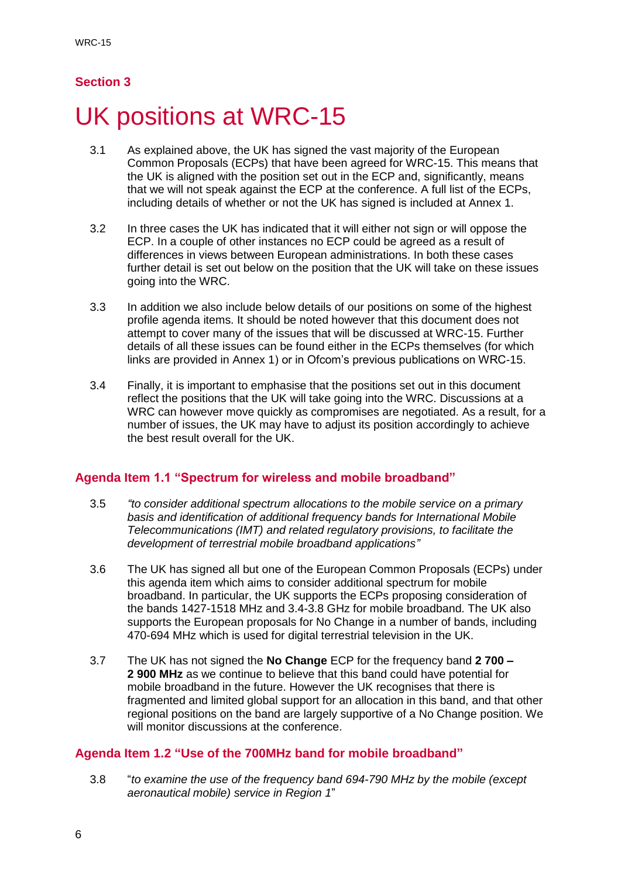## Section 3

# UK positions at WRC-15

3.1 As explained above, the UK has signed the vast majority of the European Common Proposals (ECPs) that have been agreed for WRC-15. This means that the UK is aligned with the position set out in the ECP and, significantly, means that we will not speak against the ECP at the conference. A full list of the ECPs, including details of whether or not the UK has signed is included at Annex 1.

3.2 In three cases the UK has indicated that it will either not sign or will oppose the ECP. In a couple of other instances no ECP could be agreed as a result of differences in views between European administrations. In both these cases further detail is set out below on the position that the UK will take on these issues going into the WRC.

3.3 In addition we also include below details of our positions on some of the highest profile agenda items. It should be noted however that this document does not attempt to cover many of the issues that will be discussed at WRC-15. Further details of all these issues can be found either in the ECPs themselves (for which links are provided in Annex 1) or in Ofcom's previous publications on WRC-15.

3.4 Finally, it is important to emphasise that the positions set out in this document reflect the positions that the UK will take going into the WRC. Discussions at a WRC can however move quickly as compromises are negotiated. As a result, for a number of issues, the UK may have to adjust its position accordingly to achieve the best result overall for the UK.

### Agenda Item 1.1 "Spectrum for wireless and mobile broadband"

3.5 *"to consider additional spectrum allocations to the mobile service on a primary basis and identification of additional frequency bands for International Mobile Telecommunications (IMT) and related regulatory provisions, to facilitate the development of terrestrial mobile broadband applications"*

3.6 The UK has signed all but one of the European Common Proposals (ECPs) under this agenda item which aims to consider additional spectrum for mobile broadband. In particular, the UK supports the ECPs proposing consideration of the bands 1427-1518 MHz and 3.4-3.8 GHz for mobile broadband. The UK also supports the European proposals for No Change in a number of bands, including 470-694 MHz which is used for digital terrestrial television in the UK.

3.7 The UK has not signed the **No Change** ECP for the frequency band **2 700 – 2 900 MHz** as we continue to believe that this band could have potential for mobile broadband in the future. However the UK recognises that there is fragmented and limited global support for an allocation in this band, and that other regional positions on the band are largely supportive of a No Change position. We will monitor discussions at the conference.

### Agenda Item 1.2 "Use of the 700MHz band for mobile broadband"

3.8 "*to examine the use of the frequency band 694-790 MHz by the mobile (except aeronautical mobile) service in Region 1*"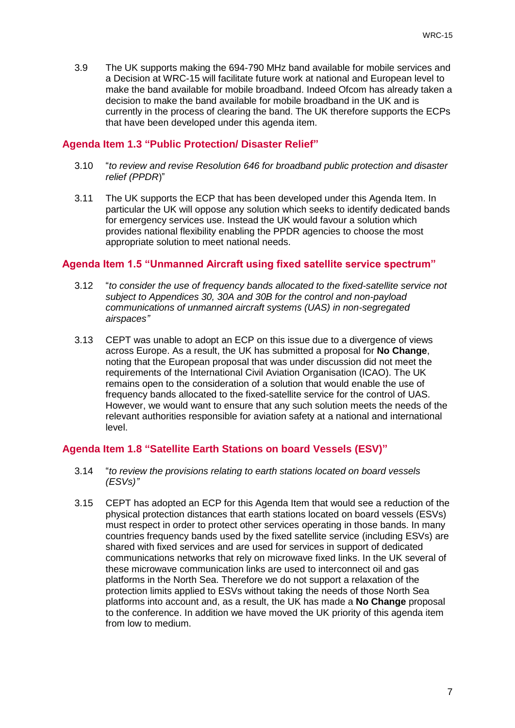3.9 The UK supports making the 694-790 MHz band available for mobile services and a Decision at WRC-15 will facilitate future work at national and European level to make the band available for mobile broadband. Indeed Ofcom has already taken a decision to make the band available for mobile broadband in the UK and is currently in the process of clearing the band. The UK therefore supports the ECPs that have been developed under this agenda item.

## Agenda Item 1.3 "Public Protection/ Disaster Relief"

3.10 "*to review and revise Resolution 646 for broadband public protection and disaster relief (PPDR)*"

3.11 The UK supports the ECP that has been developed under this Agenda Item. In particular the UK will oppose any solution which seeks to identify dedicated bands for emergency services use. Instead the UK would favour a solution which provides national flexibility enabling the PPDR agencies to choose the most appropriate solution to meet national needs.

## Agenda Item 1.5 "Unmanned Aircraft using fixed satellite service spectrum"

3.12 "*to consider the use of frequency bands allocated to the fixed-satellite service not subject to Appendices 30, 30A and 30B for the control and non-payload communications of unmanned aircraft systems (UAS) in non-segregated airspaces"*

3.13 CEPT was unable to adopt an ECP on this issue due to a divergence of views across Europe. As a result, the UK has submitted a proposal for **No Change**, noting that the European proposal that was under discussion did not meet the requirements of the International Civil Aviation Organisation (ICAO). The UK remains open to the consideration of a solution that would enable the use of frequency bands allocated to the fixed-satellite service for the control of UAS. However, we would want to ensure that any such solution meets the needs of the relevant authorities responsible for aviation safety at a national and international level.

## Agenda Item 1.8 "Satellite Earth Stations on board Vessels (ESV)"

3.14 "*to review the provisions relating to earth stations located on board vessels (ESVs)"*

3.15 CEPT has adopted an ECP for this Agenda Item that would see a reduction of the physical protection distances that earth stations located on board vessels (ESVs) must respect in order to protect other services operating in those bands. In many countries frequency bands used by the fixed satellite service (including ESVs) are shared with fixed services and are used for services in support of dedicated communications networks that rely on microwave fixed links. In the UK several of these microwave communication links are used to interconnect oil and gas platforms in the North Sea. Therefore we do not support a relaxation of the protection limits applied to ESVs without taking the needs of those North Sea platforms into account and, as a result, the UK has made a **No Change** proposal to the conference. In addition we have moved the UK priority of this agenda item from low to medium.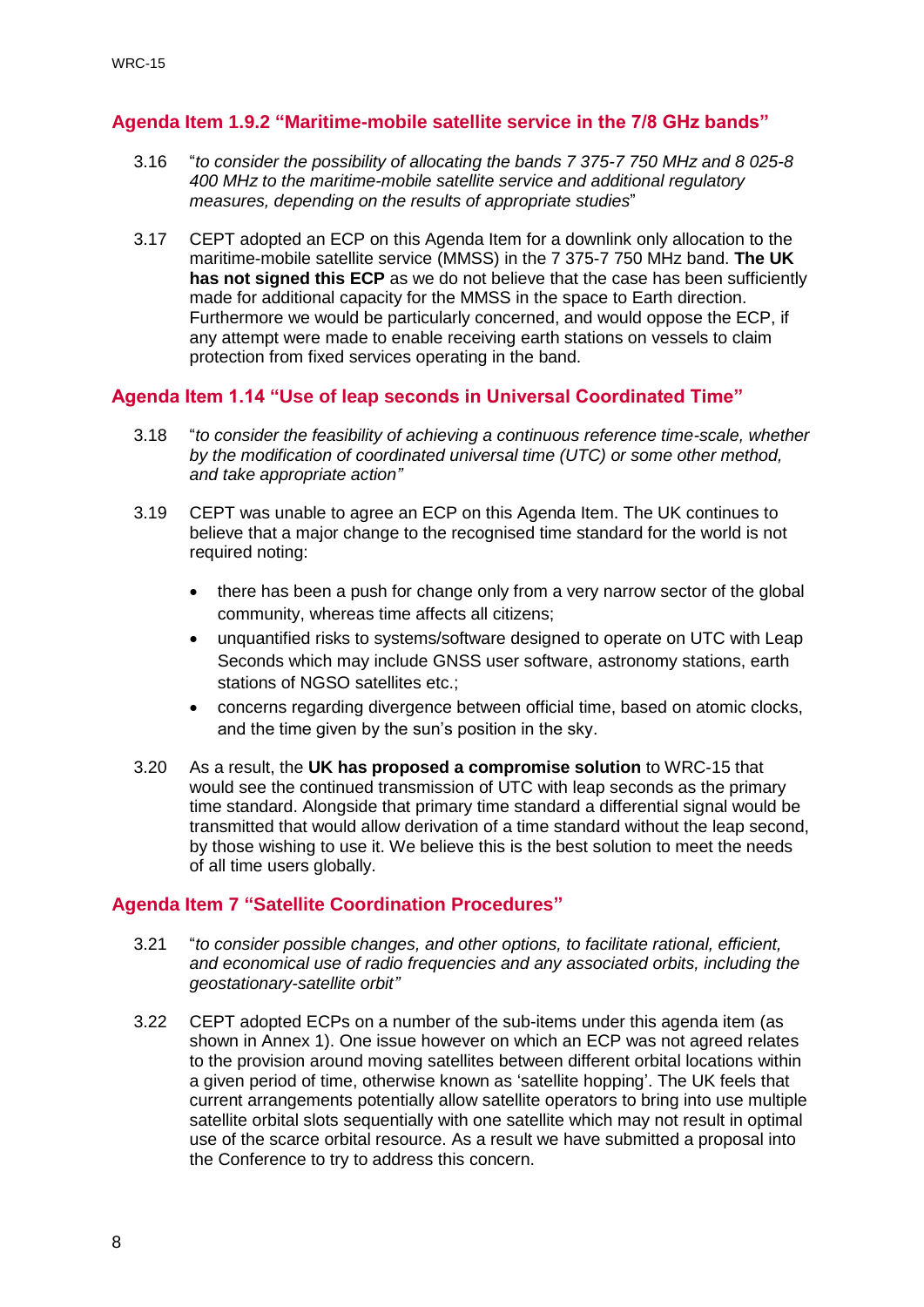### Agenda Item 1.9.2 “Maritime-mobile satellite service in the 7/8 GHz bands”

3.16 “*to consider the possibility of allocating the bands 7 375-7 750 MHz and 8 025-8 400 MHz to the maritime-mobile satellite service and additional regulatory measures, depending on the results of appropriate studies*”

3.17 CEPT adopted an ECP on this Agenda Item for a downlink only allocation to the maritime-mobile satellite service (MMSS) in the 7 375-7 750 MHz band. **The UK has not signed this ECP** as we do not believe that the case has been sufficiently made for additional capacity for the MMSS in the space to Earth direction. Furthermore we would be particularly concerned, and would oppose the ECP, if any attempt were made to enable receiving earth stations on vessels to claim protection from fixed services operating in the band.

### Agenda Item 1.14 “Use of leap seconds in Universal Coordinated Time”

3.18 “*to consider the feasibility of achieving a continuous reference time-scale, whether by the modification of coordinated universal time (UTC) or some other method, and take appropriate action”*

3.19 CEPT was unable to agree an ECP on this Agenda Item. The UK continues to believe that a major change to the recognised time standard for the world is not required noting:

- there has been a push for change only from a very narrow sector of the global community, whereas time affects all citizens;
- unquantified risks to systems/software designed to operate on UTC with Leap Seconds which may include GNSS user software, astronomy stations, earth stations of NGSO satellites etc.;
- concerns regarding divergence between official time, based on atomic clocks, and the time given by the sun’s position in the sky.

3.20 As a result, the **UK has proposed a compromise solution** to WRC-15 that would see the continued transmission of UTC with leap seconds as the primary time standard. Alongside that primary time standard a differential signal would be transmitted that would allow derivation of a time standard without the leap second, by those wishing to use it. We believe this is the best solution to meet the needs of all time users globally.

### Agenda Item 7 “Satellite Coordination Procedures”

3.21 “*to consider possible changes, and other options, to facilitate rational, efficient, and economical use of radio frequencies and any associated orbits, including the geostationary-satellite orbit”*

3.22 CEPT adopted ECPs on a number of the sub-items under this agenda item (as shown in Annex 1). One issue however on which an ECP was not agreed relates to the provision around moving satellites between different orbital locations within a given period of time, otherwise known as ‘satellite hopping’. The UK feels that current arrangements potentially allow satellite operators to bring into use multiple satellite orbital slots sequentially with one satellite which may not result in optimal use of the scarce orbital resource. As a result we have submitted a proposal into the Conference to try to address this concern.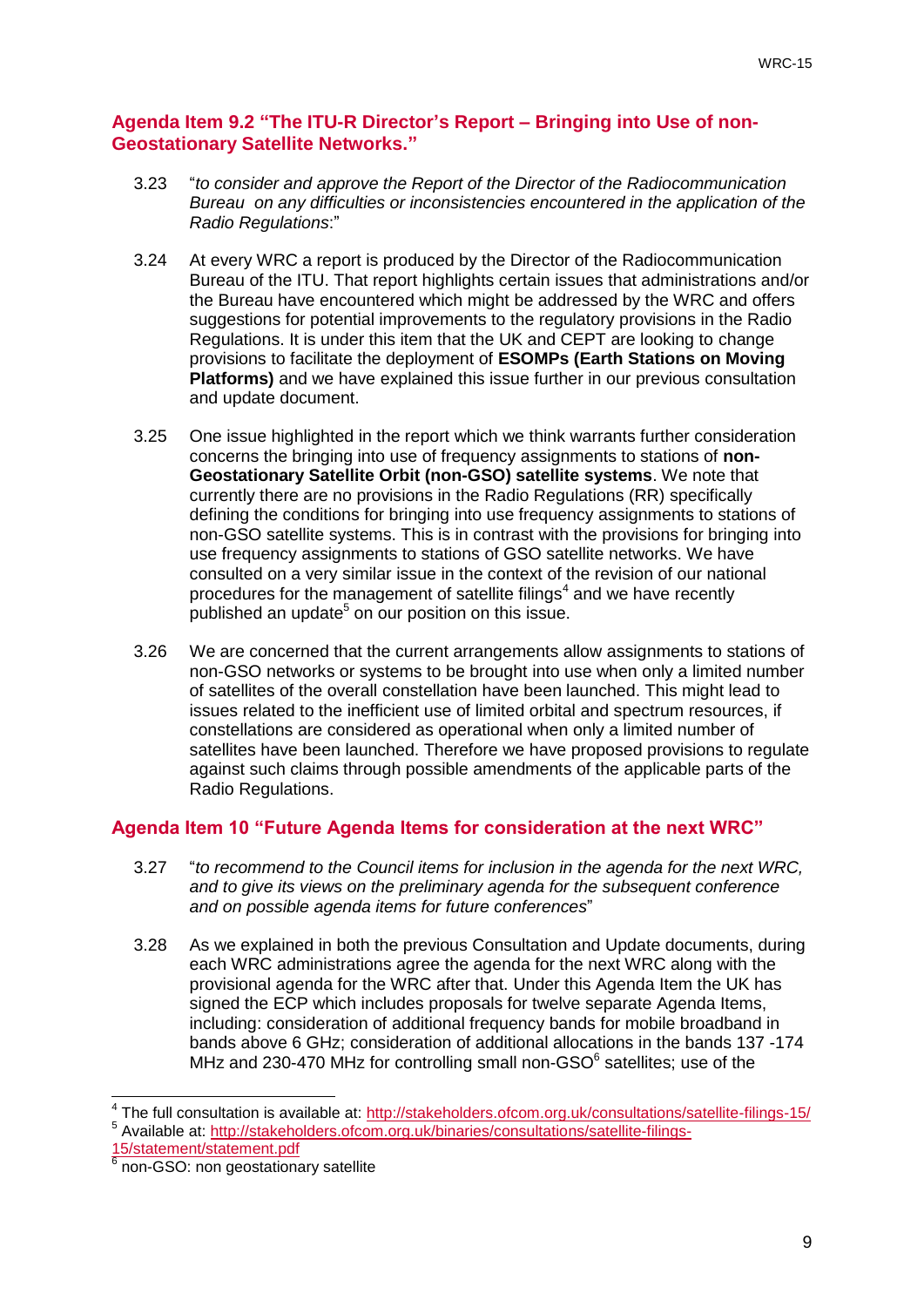## Agenda Item 9.2 "The ITU-R Director's Report – Bringing into Use of non-Geostationary Satellite Networks."

3.23 "*to consider and approve the Report of the Director of the Radiocommunication Bureau on any difficulties or inconsistencies encountered in the application of the Radio Regulations*:"

3.24 At every WRC a report is produced by the Director of the Radiocommunication Bureau of the ITU. That report highlights certain issues that administrations and/or the Bureau have encountered which might be addressed by the WRC and offers suggestions for potential improvements to the regulatory provisions in the Radio Regulations. It is under this item that the UK and CEPT are looking to change provisions to facilitate the deployment of **ESOMPs (Earth Stations on Moving Platforms)** and we have explained this issue further in our previous consultation and update document.

3.25 One issue highlighted in the report which we think warrants further consideration concerns the bringing into use of frequency assignments to stations of **non-Geostationary Satellite Orbit (non-GSO) satellite systems**. We note that currently there are no provisions in the Radio Regulations (RR) specifically defining the conditions for bringing into use frequency assignments to stations of non-GSO satellite systems. This is in contrast with the provisions for bringing into use frequency assignments to stations of GSO satellite networks. We have consulted on a very similar issue in the context of the revision of our national procedures for the management of satellite filings[4] and we have recently published an update[5] on our position on this issue.

3.26 We are concerned that the current arrangements allow assignments to stations of non-GSO networks or systems to be brought into use when only a limited number of satellites of the overall constellation have been launched. This might lead to issues related to the inefficient use of limited orbital and spectrum resources, if constellations are considered as operational when only a limited number of satellites have been launched. Therefore we have proposed provisions to regulate against such claims through possible amendments of the applicable parts of the Radio Regulations.

## Agenda Item 10 "Future Agenda Items for consideration at the next WRC"

3.27 "*to recommend to the Council items for inclusion in the agenda for the next WRC, and to give its views on the preliminary agenda for the subsequent conference and on possible agenda items for future conferences*"

3.28 As we explained in both the previous Consultation and Update documents, during each WRC administrations agree the agenda for the next WRC along with the provisional agenda for the WRC after that. Under this Agenda Item the UK has signed the ECP which includes proposals for twelve separate Agenda Items, including: consideration of additional frequency bands for mobile broadband in bands above 6 GHz; consideration of additional allocations in the bands 137 -174 MHz and 230-470 MHz for controlling small non-GSO[6] satellites; use of the

---

[4] The full consultation is available at: http://stakeholders.ofcom.org.uk/consultations/satellite-filings-15/

[5] Available at: http://stakeholders.ofcom.org.uk/binaries/consultations/satellite-filings-15/statement/statement.pdf

[6] non-GSO: non geostationary satellite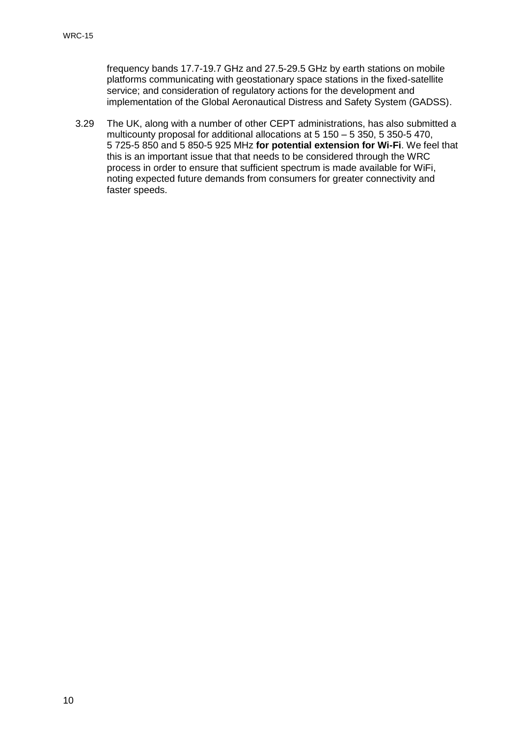frequency bands 17.7-19.7 GHz and 27.5-29.5 GHz by earth stations on mobile platforms communicating with geostationary space stations in the fixed-satellite service; and consideration of regulatory actions for the development and implementation of the Global Aeronautical Distress and Safety System (GADSS).

3.29 The UK, along with a number of other CEPT administrations, has also submitted a multicounty proposal for additional allocations at 5 150 – 5 350, 5 350-5 470, 5 725-5 850 and 5 850-5 925 MHz **for potential extension for Wi-Fi**. We feel that this is an important issue that that needs to be considered through the WRC process in order to ensure that sufficient spectrum is made available for WiFi, noting expected future demands from consumers for greater connectivity and faster speeds.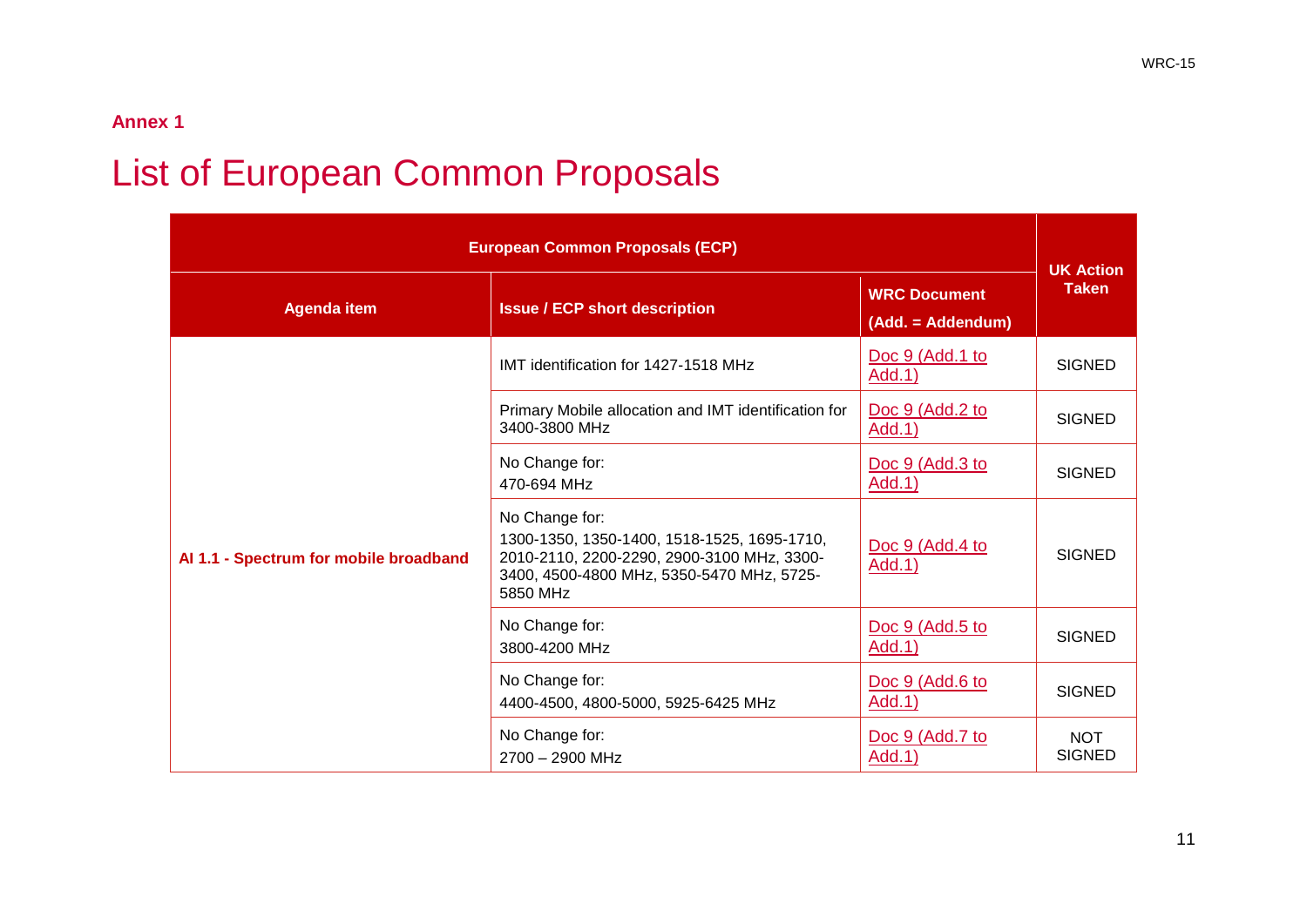**Annex 1**

# List of European Common Proposals

| European Common Proposals (ECP) | | | UK Action Taken |
|---|---|---|---|
| Agenda item | Issue / ECP short description | WRC Document (Add. = Addendum) | |
| AI 1.1 - Spectrum for mobile broadband | IMT identification for 1427-1518 MHz | Doc 9 (Add.1 to Add.1) | SIGNED |
| | Primary Mobile allocation and IMT identification for 3400-3800 MHz | Doc 9 (Add.2 to Add.1) | SIGNED |
| | No Change for: 470-694 MHz | Doc 9 (Add.3 to Add.1) | SIGNED |
| | No Change for: 1300-1350, 1350-1400, 1518-1525, 1695-1710, 2010-2110, 2200-2290, 2900-3100 MHz, 3300-3400, 4500-4800 MHz, 5350-5470 MHz, 5725-5850 MHz | Doc 9 (Add.4 to Add.1) | SIGNED |
| | No Change for: 3800-4200 MHz | Doc 9 (Add.5 to Add.1) | SIGNED |
| | No Change for: 4400-4500, 4800-5000, 5925-6425 MHz | Doc 9 (Add.6 to Add.1) | SIGNED |
| | No Change for: 2700 – 2900 MHz | Doc 9 (Add.7 to Add.1) | NOT SIGNED |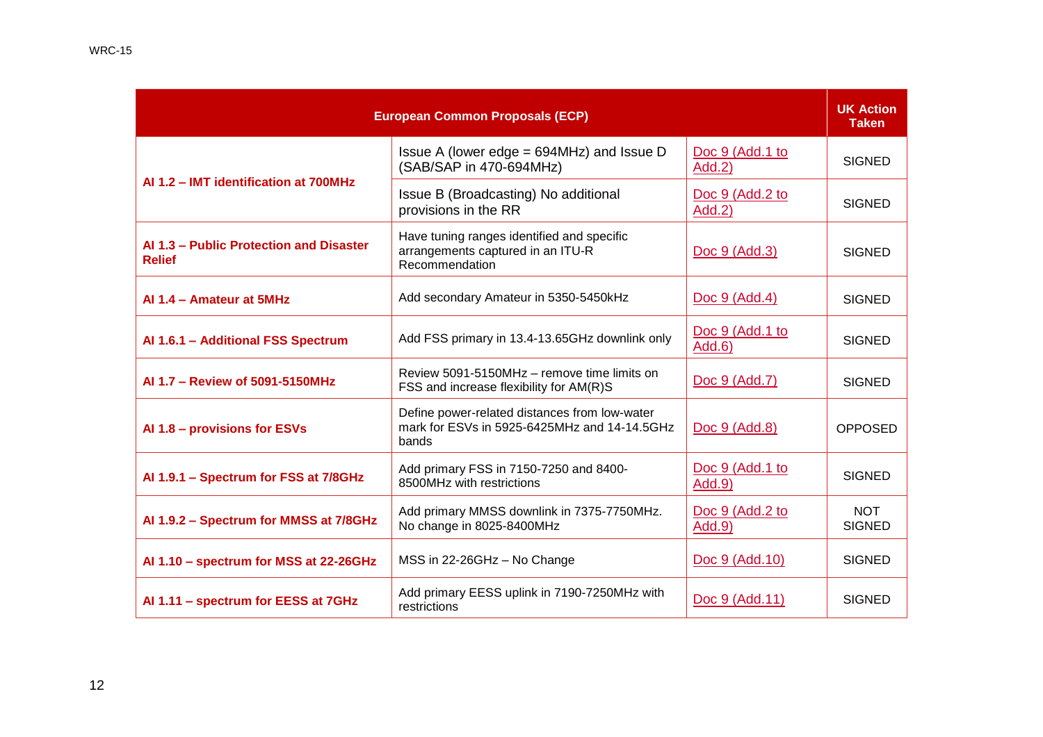| European Common Proposals (ECP) | | | UK Action Taken |
|---|---|---|---|
| **AI 1.2 – IMT identification at 700MHz** | Issue A (lower edge = 694MHz) and Issue D (SAB/SAP in 470-694MHz) | Doc 9 (Add.1 to Add.2) | SIGNED |
| | Issue B (Broadcasting) No additional provisions in the RR | Doc 9 (Add.2 to Add.2) | SIGNED |
| **AI 1.3 – Public Protection and Disaster Relief** | Have tuning ranges identified and specific arrangements captured in an ITU-R Recommendation | Doc 9 (Add.3) | SIGNED |
| **AI 1.4 – Amateur at 5MHz** | Add secondary Amateur in 5350-5450kHz | Doc 9 (Add.4) | SIGNED |
| **AI 1.6.1 – Additional FSS Spectrum** | Add FSS primary in 13.4-13.65GHz downlink only | Doc 9 (Add.1 to Add.6) | SIGNED |
| **AI 1.7 – Review of 5091-5150MHz** | Review 5091-5150MHz – remove time limits on FSS and increase flexibility for AM(R)S | Doc 9 (Add.7) | SIGNED |
| **AI 1.8 – provisions for ESVs** | Define power-related distances from low-water mark for ESVs in 5925-6425MHz and 14-14.5GHz bands | Doc 9 (Add.8) | OPPOSED |
| **AI 1.9.1 – Spectrum for FSS at 7/8GHz** | Add primary FSS in 7150-7250 and 8400-8500MHz with restrictions | Doc 9 (Add.1 to Add.9) | SIGNED |
| **AI 1.9.2 – Spectrum for MMSS at 7/8GHz** | Add primary MMSS downlink in 7375-7750MHz. No change in 8025-8400MHz | Doc 9 (Add.2 to Add.9) | NOT SIGNED |
| **AI 1.10 – spectrum for MSS at 22-26GHz** | MSS in 22-26GHz – No Change | Doc 9 (Add.10) | SIGNED |
| **AI 1.11 – spectrum for EESS at 7GHz** | Add primary EESS uplink in 7190-7250MHz with restrictions | Doc 9 (Add.11) | SIGNED |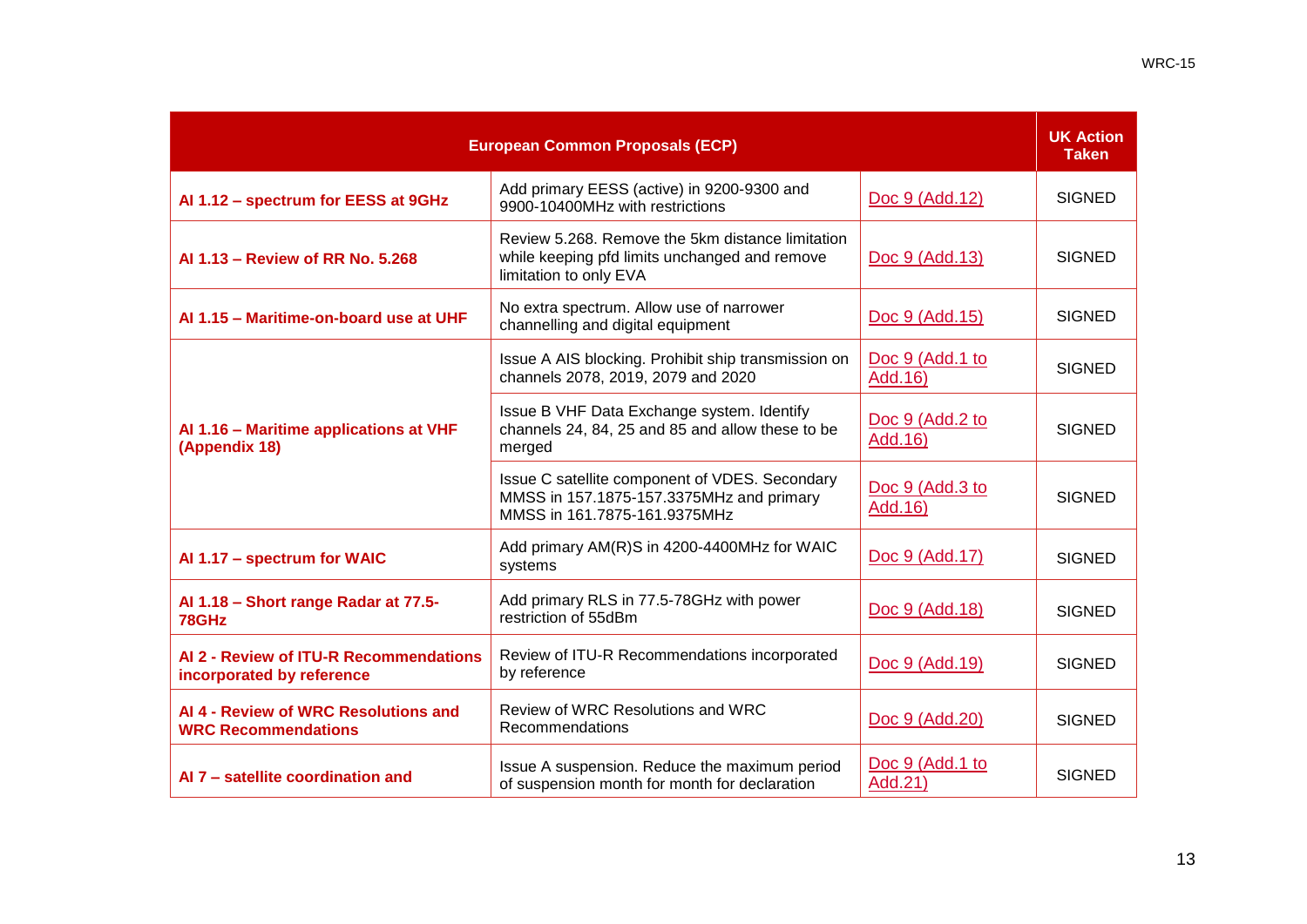| European Common Proposals (ECP) | | | UK Action Taken |
|---|---|---|---|
| **AI 1.12 – spectrum for EESS at 9GHz** | Add primary EESS (active) in 9200-9300 and 9900-10400MHz with restrictions | Doc 9 (Add.12) | SIGNED |
| **AI 1.13 – Review of RR No. 5.268** | Review 5.268. Remove the 5km distance limitation while keeping pfd limits unchanged and remove limitation to only EVA | Doc 9 (Add.13) | SIGNED |
| **AI 1.15 – Maritime-on-board use at UHF** | No extra spectrum. Allow use of narrower channelling and digital equipment | Doc 9 (Add.15) | SIGNED |
| **AI 1.16 – Maritime applications at VHF (Appendix 18)** | Issue A AIS blocking. Prohibit ship transmission on channels 2078, 2019, 2079 and 2020 | Doc 9 (Add.1 to Add.16) | SIGNED |
| | Issue B VHF Data Exchange system. Identify channels 24, 84, 25 and 85 and allow these to be merged | Doc 9 (Add.2 to Add.16) | SIGNED |
| | Issue C satellite component of VDES. Secondary MMSS in 157.1875-157.3375MHz and primary MMSS in 161.7875-161.9375MHz | Doc 9 (Add.3 to Add.16) | SIGNED |
| **AI 1.17 – spectrum for WAIC** | Add primary AM(R)S in 4200-4400MHz for WAIC systems | Doc 9 (Add.17) | SIGNED |
| **AI 1.18 – Short range Radar at 77.5-78GHz** | Add primary RLS in 77.5-78GHz with power restriction of 55dBm | Doc 9 (Add.18) | SIGNED |
| **AI 2 - Review of ITU-R Recommendations incorporated by reference** | Review of ITU-R Recommendations incorporated by reference | Doc 9 (Add.19) | SIGNED |
| **AI 4 - Review of WRC Resolutions and WRC Recommendations** | Review of WRC Resolutions and WRC Recommendations | Doc 9 (Add.20) | SIGNED |
| **AI 7 – satellite coordination and** | Issue A suspension. Reduce the maximum period of suspension month for month for declaration | Doc 9 (Add.1 to Add.21) | SIGNED |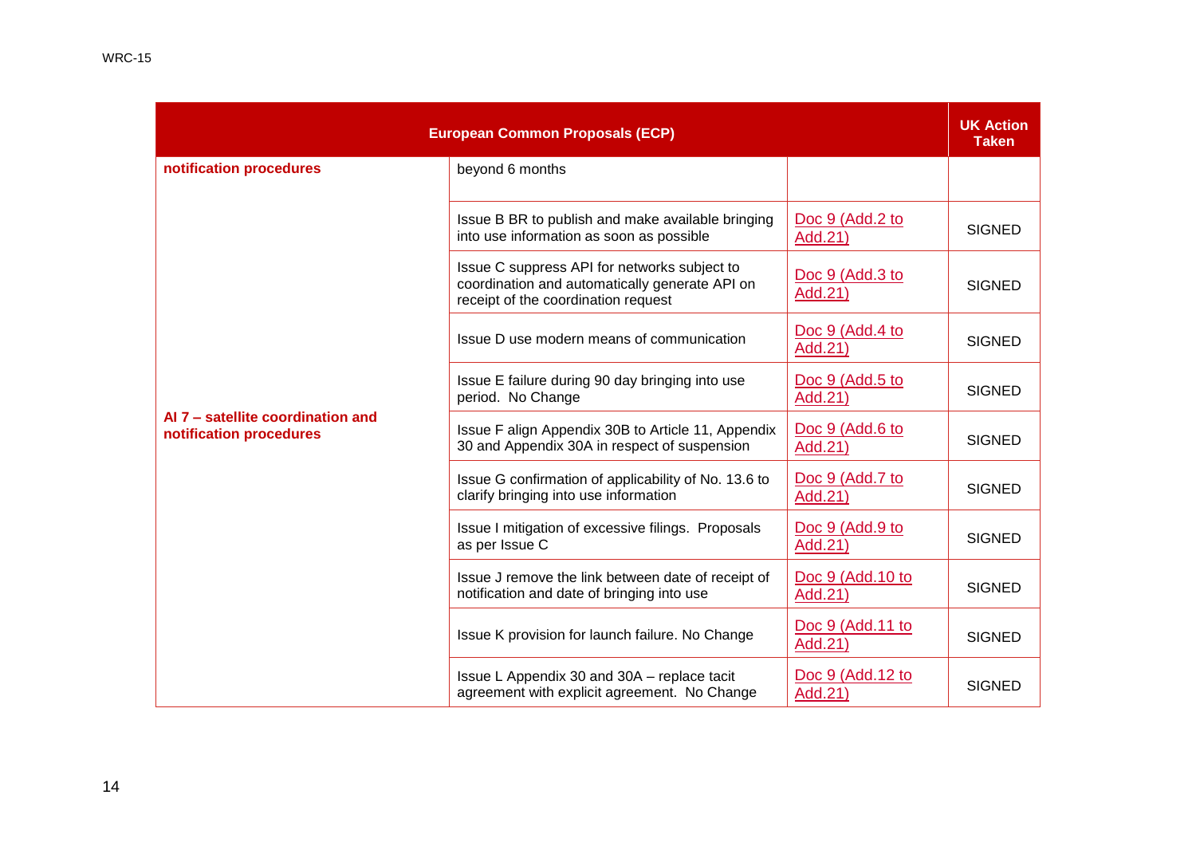| European Common Proposals (ECP) | | | UK Action Taken |
|---|---|---|---|
| **notification procedures** | beyond 6 months | | |
| **AI 7 – satellite coordination and notification procedures** | Issue B BR to publish and make available bringing into use information as soon as possible | Doc 9 (Add.2 to Add.21) | SIGNED |
| | Issue C suppress API for networks subject to coordination and automatically generate API on receipt of the coordination request | Doc 9 (Add.3 to Add.21) | SIGNED |
| | Issue D use modern means of communication | Doc 9 (Add.4 to Add.21) | SIGNED |
| | Issue E failure during 90 day bringing into use period. No Change | Doc 9 (Add.5 to Add.21) | SIGNED |
| | Issue F align Appendix 30B to Article 11, Appendix 30 and Appendix 30A in respect of suspension | Doc 9 (Add.6 to Add.21) | SIGNED |
| | Issue G confirmation of applicability of No. 13.6 to clarify bringing into use information | Doc 9 (Add.7 to Add.21) | SIGNED |
| | Issue I mitigation of excessive filings. Proposals as per Issue C | Doc 9 (Add.9 to Add.21) | SIGNED |
| | Issue J remove the link between date of receipt of notification and date of bringing into use | Doc 9 (Add.10 to Add.21) | SIGNED |
| | Issue K provision for launch failure. No Change | Doc 9 (Add.11 to Add.21) | SIGNED |
| | Issue L Appendix 30 and 30A – replace tacit agreement with explicit agreement. No Change | Doc 9 (Add.12 to Add.21) | SIGNED |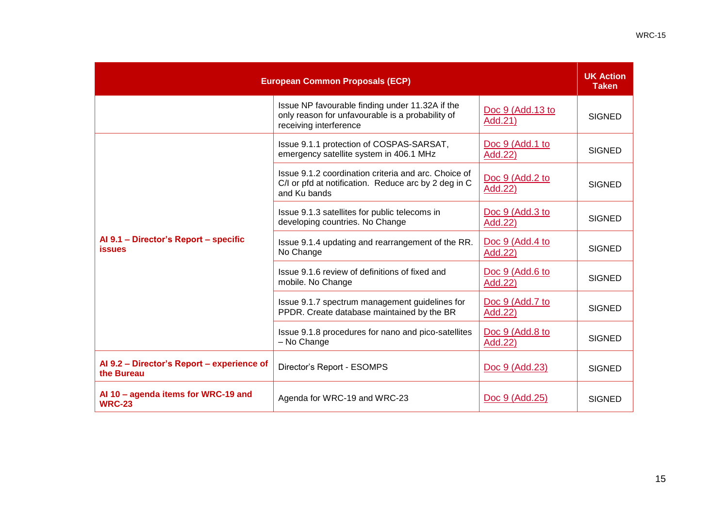| European Common Proposals (ECP) | | | UK Action Taken |
|---|---|---|---|
| | Issue NP favourable finding under 11.32A if the only reason for unfavourable is a probability of receiving interference | Doc 9 (Add.13 to Add.21) | SIGNED |
| **AI 9.1 – Director's Report – specific issues** | Issue 9.1.1 protection of COSPAS-SARSAT, emergency satellite system in 406.1 MHz | Doc 9 (Add.1 to Add.22) | SIGNED |
| | Issue 9.1.2 coordination criteria and arc. Choice of C/I or pfd at notification. Reduce arc by 2 deg in C and Ku bands | Doc 9 (Add.2 to Add.22) | SIGNED |
| | Issue 9.1.3 satellites for public telecoms in developing countries. No Change | Doc 9 (Add.3 to Add.22) | SIGNED |
| | Issue 9.1.4 updating and rearrangement of the RR. No Change | Doc 9 (Add.4 to Add.22) | SIGNED |
| | Issue 9.1.6 review of definitions of fixed and mobile. No Change | Doc 9 (Add.6 to Add.22) | SIGNED |
| | Issue 9.1.7 spectrum management guidelines for PPDR. Create database maintained by the BR | Doc 9 (Add.7 to Add.22) | SIGNED |
| | Issue 9.1.8 procedures for nano and pico-satellites – No Change | Doc 9 (Add.8 to Add.22) | SIGNED |
| **AI 9.2 – Director's Report – experience of the Bureau** | Director's Report - ESOMPS | Doc 9 (Add.23) | SIGNED |
| **AI 10 – agenda items for WRC-19 and WRC-23** | Agenda for WRC-19 and WRC-23 | Doc 9 (Add.25) | SIGNED |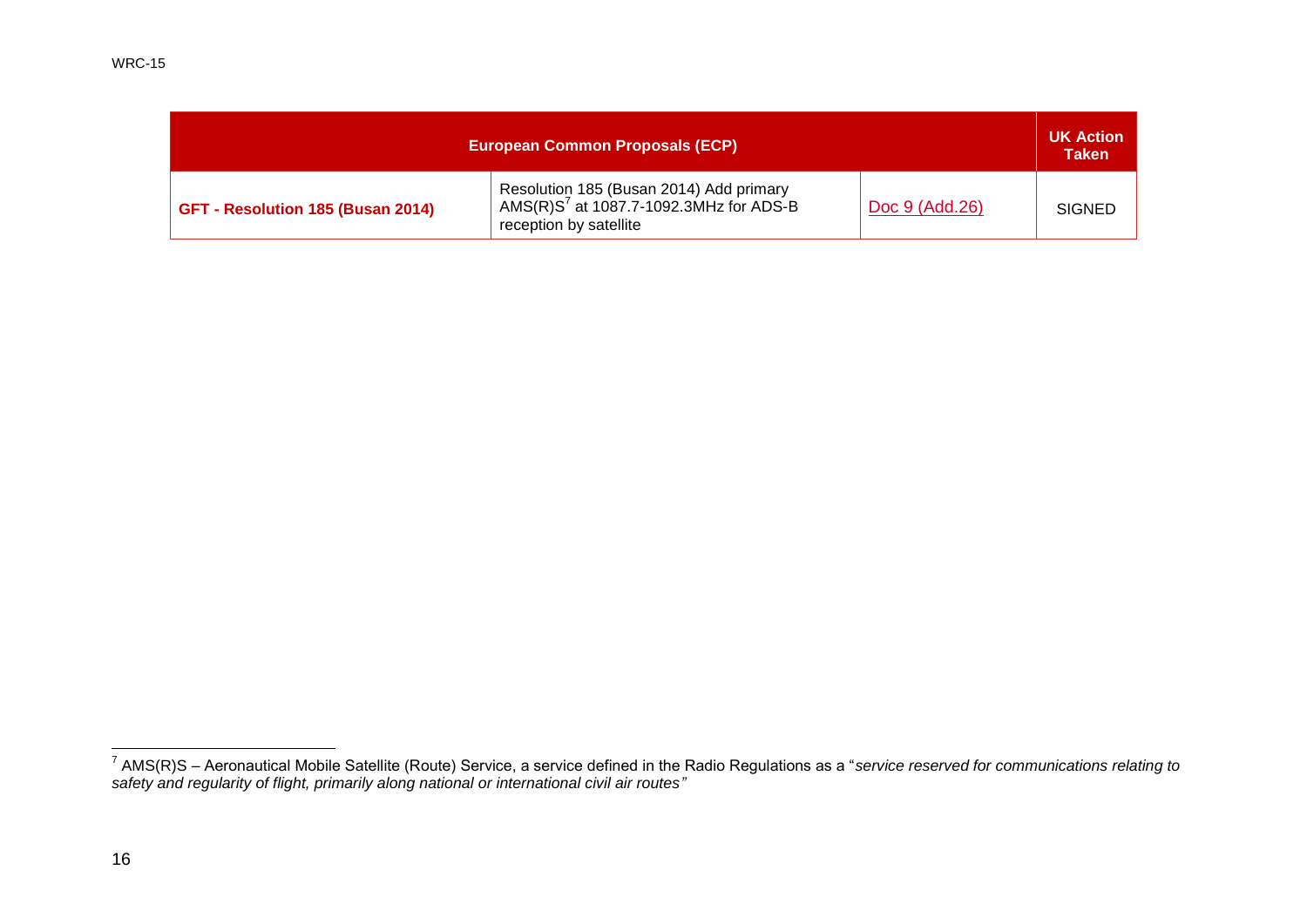| European Common Proposals (ECP) | | | UK Action Taken |
|---|---|---|---|
| **GFT - Resolution 185 (Busan 2014)** | Resolution 185 (Busan 2014) Add primary AMS(R)S[7] at 1087.7-1092.3MHz for ADS-B reception by satellite | Doc 9 (Add.26) | SIGNED |

[7] AMS(R)S – Aeronautical Mobile Satellite (Route) Service, a service defined in the Radio Regulations as a "*service reserved for communications relating to safety and regularity of flight, primarily along national or international civil air routes"*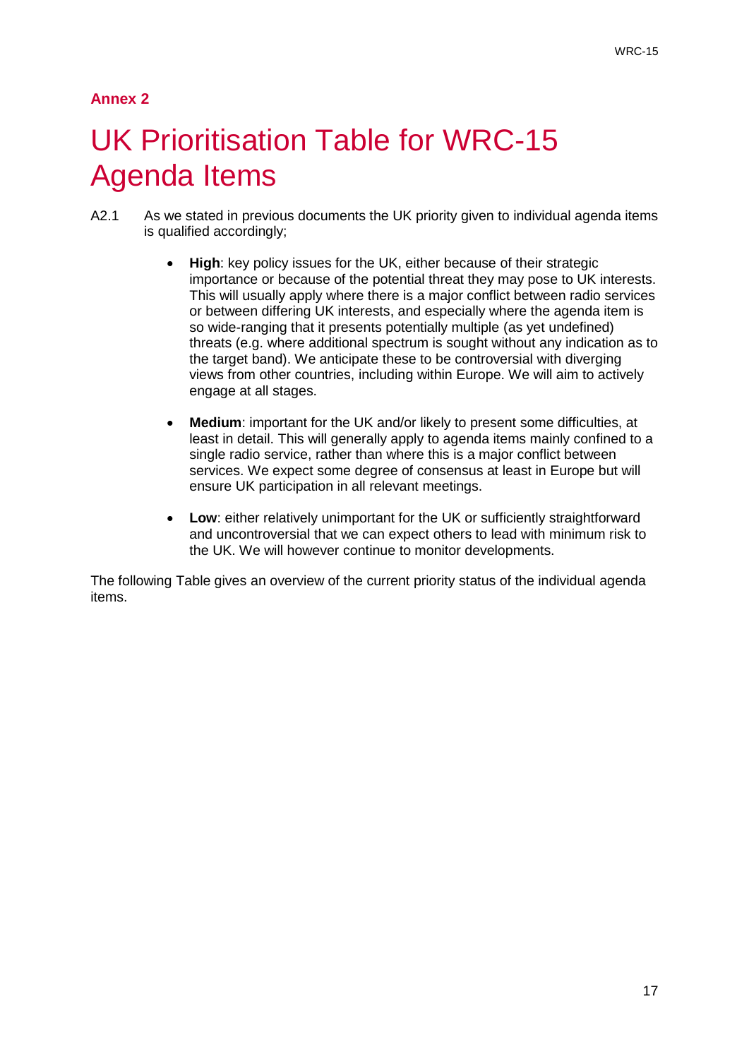**Annex 2**

# UK Prioritisation Table for WRC-15 Agenda Items

A2.1 As we stated in previous documents the UK priority given to individual agenda items is qualified accordingly;

- **High**: key policy issues for the UK, either because of their strategic importance or because of the potential threat they may pose to UK interests. This will usually apply where there is a major conflict between radio services or between differing UK interests, and especially where the agenda item is so wide-ranging that it presents potentially multiple (as yet undefined) threats (e.g. where additional spectrum is sought without any indication as to the target band). We anticipate these to be controversial with diverging views from other countries, including within Europe. We will aim to actively engage at all stages.

- **Medium**: important for the UK and/or likely to present some difficulties, at least in detail. This will generally apply to agenda items mainly confined to a single radio service, rather than where this is a major conflict between services. We expect some degree of consensus at least in Europe but will ensure UK participation in all relevant meetings.

- **Low**: either relatively unimportant for the UK or sufficiently straightforward and uncontroversial that we can expect others to lead with minimum risk to the UK. We will however continue to monitor developments.

The following Table gives an overview of the current priority status of the individual agenda items.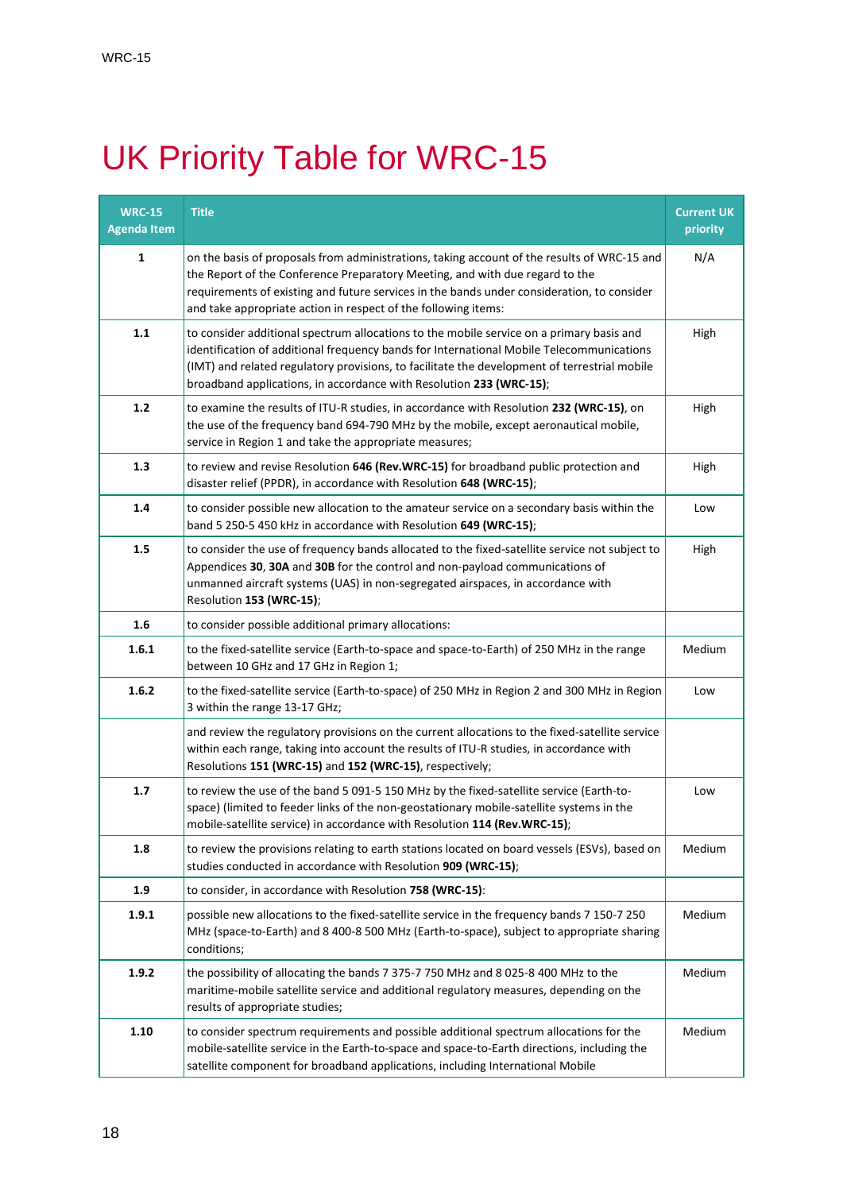# UK Priority Table for WRC-15

| WRC-15 Agenda Item | Title | Current UK priority |
|---|---|---|
| **1** | on the basis of proposals from administrations, taking account of the results of WRC-15 and the Report of the Conference Preparatory Meeting, and with due regard to the requirements of existing and future services in the bands under consideration, to consider and take appropriate action in respect of the following items: | N/A |
| **1.1** | to consider additional spectrum allocations to the mobile service on a primary basis and identification of additional frequency bands for International Mobile Telecommunications (IMT) and related regulatory provisions, to facilitate the development of terrestrial mobile broadband applications, in accordance with Resolution **233 (WRC-15)**; | High |
| **1.2** | to examine the results of ITU-R studies, in accordance with Resolution **232 (WRC-15)**, on the use of the frequency band 694-790 MHz by the mobile, except aeronautical mobile, service in Region 1 and take the appropriate measures; | High |
| **1.3** | to review and revise Resolution **646 (Rev.WRC-15)** for broadband public protection and disaster relief (PPDR), in accordance with Resolution **648 (WRC-15)**; | High |
| **1.4** | to consider possible new allocation to the amateur service on a secondary basis within the band 5 250-5 450 kHz in accordance with Resolution **649 (WRC-15)**; | Low |
| **1.5** | to consider the use of frequency bands allocated to the fixed-satellite service not subject to Appendices **30**, **30A** and **30B** for the control and non-payload communications of unmanned aircraft systems (UAS) in non-segregated airspaces, in accordance with Resolution **153 (WRC-15)**; | High |
| **1.6** | to consider possible additional primary allocations: | |
| **1.6.1** | to the fixed-satellite service (Earth-to-space and space-to-Earth) of 250 MHz in the range between 10 GHz and 17 GHz in Region 1; | Medium |
| **1.6.2** | to the fixed-satellite service (Earth-to-space) of 250 MHz in Region 2 and 300 MHz in Region 3 within the range 13-17 GHz; | Low |
| | and review the regulatory provisions on the current allocations to the fixed-satellite service within each range, taking into account the results of ITU-R studies, in accordance with Resolutions **151 (WRC-15)** and **152 (WRC-15)**, respectively; | |
| **1.7** | to review the use of the band 5 091-5 150 MHz by the fixed-satellite service (Earth-to-space) (limited to feeder links of the non-geostationary mobile-satellite systems in the mobile-satellite service) in accordance with Resolution **114 (Rev.WRC-15)**; | Low |
| **1.8** | to review the provisions relating to earth stations located on board vessels (ESVs), based on studies conducted in accordance with Resolution **909 (WRC-15)**; | Medium |
| **1.9** | to consider, in accordance with Resolution **758 (WRC-15)**: | |
| **1.9.1** | possible new allocations to the fixed-satellite service in the frequency bands 7 150-7 250 MHz (space-to-Earth) and 8 400-8 500 MHz (Earth-to-space), subject to appropriate sharing conditions; | Medium |
| **1.9.2** | the possibility of allocating the bands 7 375-7 750 MHz and 8 025-8 400 MHz to the maritime-mobile satellite service and additional regulatory measures, depending on the results of appropriate studies; | Medium |
| **1.10** | to consider spectrum requirements and possible additional spectrum allocations for the mobile-satellite service in the Earth-to-space and space-to-Earth directions, including the satellite component for broadband applications, including International Mobile | Medium |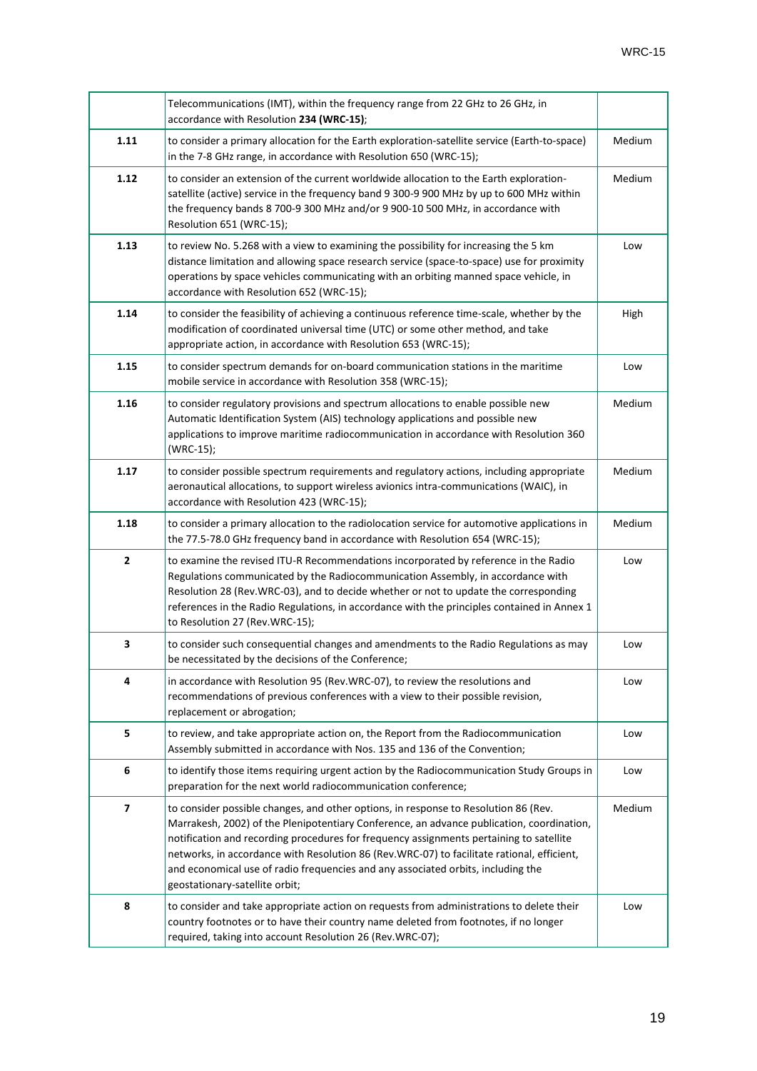| | | |
|---|---|---|
| | Telecommunications (IMT), within the frequency range from 22 GHz to 26 GHz, in accordance with Resolution **234 (WRC-15)**; | |
| **1.11** | to consider a primary allocation for the Earth exploration-satellite service (Earth-to-space) in the 7-8 GHz range, in accordance with Resolution 650 (WRC-15); | Medium |
| **1.12** | to consider an extension of the current worldwide allocation to the Earth exploration-satellite (active) service in the frequency band 9 300-9 900 MHz by up to 600 MHz within the frequency bands 8 700-9 300 MHz and/or 9 900-10 500 MHz, in accordance with Resolution 651 (WRC-15); | Medium |
| **1.13** | to review No. 5.268 with a view to examining the possibility for increasing the 5 km distance limitation and allowing space research service (space-to-space) use for proximity operations by space vehicles communicating with an orbiting manned space vehicle, in accordance with Resolution 652 (WRC-15); | Low |
| **1.14** | to consider the feasibility of achieving a continuous reference time-scale, whether by the modification of coordinated universal time (UTC) or some other method, and take appropriate action, in accordance with Resolution 653 (WRC-15); | High |
| **1.15** | to consider spectrum demands for on-board communication stations in the maritime mobile service in accordance with Resolution 358 (WRC-15); | Low |
| **1.16** | to consider regulatory provisions and spectrum allocations to enable possible new Automatic Identification System (AIS) technology applications and possible new applications to improve maritime radiocommunication in accordance with Resolution 360 (WRC-15); | Medium |
| **1.17** | to consider possible spectrum requirements and regulatory actions, including appropriate aeronautical allocations, to support wireless avionics intra-communications (WAIC), in accordance with Resolution 423 (WRC-15); | Medium |
| **1.18** | to consider a primary allocation to the radiolocation service for automotive applications in the 77.5-78.0 GHz frequency band in accordance with Resolution 654 (WRC-15); | Medium |
| **2** | to examine the revised ITU-R Recommendations incorporated by reference in the Radio Regulations communicated by the Radiocommunication Assembly, in accordance with Resolution 28 (Rev.WRC-03), and to decide whether or not to update the corresponding references in the Radio Regulations, in accordance with the principles contained in Annex 1 to Resolution 27 (Rev.WRC-15); | Low |
| **3** | to consider such consequential changes and amendments to the Radio Regulations as may be necessitated by the decisions of the Conference; | Low |
| **4** | in accordance with Resolution 95 (Rev.WRC-07), to review the resolutions and recommendations of previous conferences with a view to their possible revision, replacement or abrogation; | Low |
| **5** | to review, and take appropriate action on, the Report from the Radiocommunication Assembly submitted in accordance with Nos. 135 and 136 of the Convention; | Low |
| **6** | to identify those items requiring urgent action by the Radiocommunication Study Groups in preparation for the next world radiocommunication conference; | Low |
| **7** | to consider possible changes, and other options, in response to Resolution 86 (Rev. Marrakesh, 2002) of the Plenipotentiary Conference, an advance publication, coordination, notification and recording procedures for frequency assignments pertaining to satellite networks, in accordance with Resolution 86 (Rev.WRC-07) to facilitate rational, efficient, and economical use of radio frequencies and any associated orbits, including the geostationary-satellite orbit; | Medium |
| **8** | to consider and take appropriate action on requests from administrations to delete their country footnotes or to have their country name deleted from footnotes, if no longer required, taking into account Resolution 26 (Rev.WRC-07); | Low |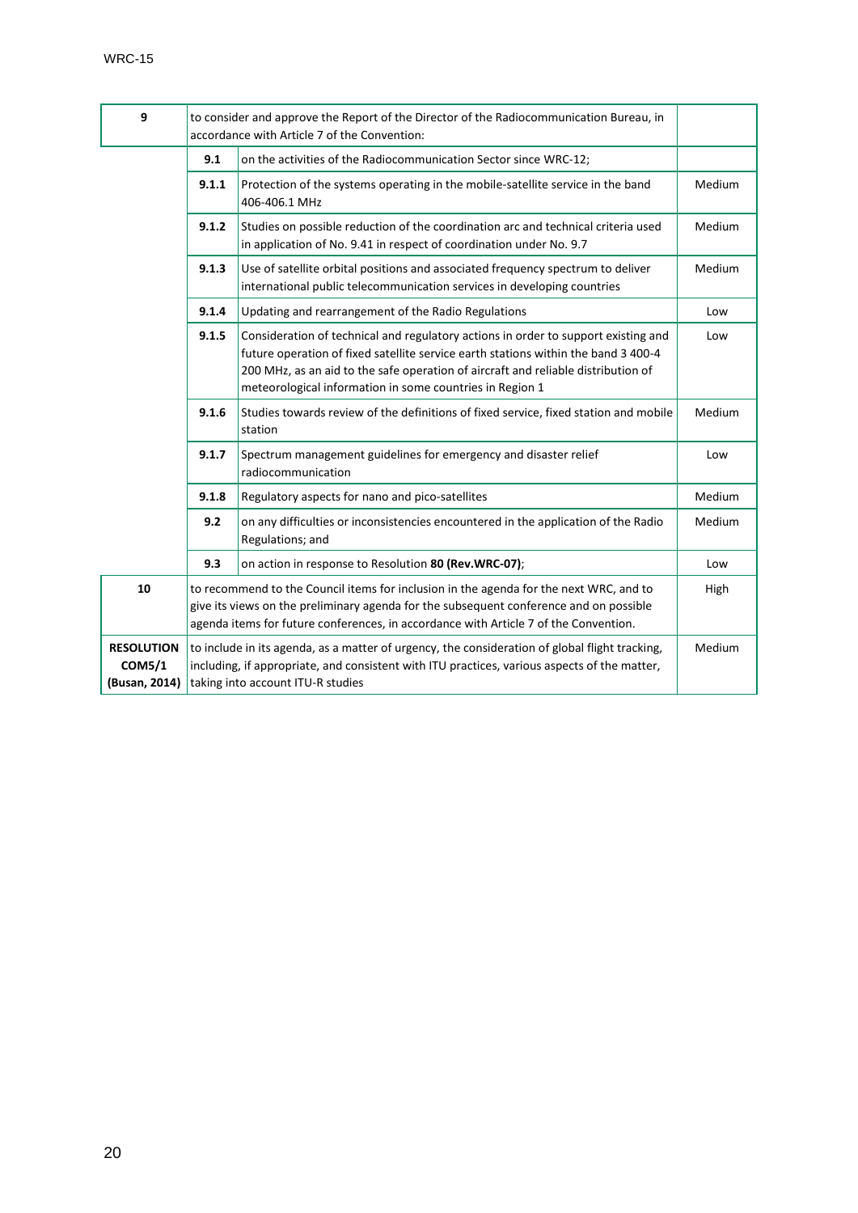| | | | |
|---|---|---|---|
| **9** | to consider and approve the Report of the Director of the Radiocommunication Bureau, in accordance with Article 7 of the Convention: | | |
| | **9.1** | on the activities of the Radiocommunication Sector since WRC-12; | |
| | **9.1.1** | Protection of the systems operating in the mobile-satellite service in the band 406-406.1 MHz | Medium |
| | **9.1.2** | Studies on possible reduction of the coordination arc and technical criteria used in application of No. 9.41 in respect of coordination under No. 9.7 | Medium |
| | **9.1.3** | Use of satellite orbital positions and associated frequency spectrum to deliver international public telecommunication services in developing countries | Medium |
| | **9.1.4** | Updating and rearrangement of the Radio Regulations | Low |
| | **9.1.5** | Consideration of technical and regulatory actions in order to support existing and future operation of fixed satellite service earth stations within the band 3 400-4 200 MHz, as an aid to the safe operation of aircraft and reliable distribution of meteorological information in some countries in Region 1 | Low |
| | **9.1.6** | Studies towards review of the definitions of fixed service, fixed station and mobile station | Medium |
| | **9.1.7** | Spectrum management guidelines for emergency and disaster relief radiocommunication | Low |
| | **9.1.8** | Regulatory aspects for nano and pico-satellites | Medium |
| | **9.2** | on any difficulties or inconsistencies encountered in the application of the Radio Regulations; and | Medium |
| | **9.3** | on action in response to Resolution **80 (Rev.WRC-07)**; | Low |
| **10** | to recommend to the Council items for inclusion in the agenda for the next WRC, and to give its views on the preliminary agenda for the subsequent conference and on possible agenda items for future conferences, in accordance with Article 7 of the Convention. | | High |
| **RESOLUTION COM5/1 (Busan, 2014)** | to include in its agenda, as a matter of urgency, the consideration of global flight tracking, including, if appropriate, and consistent with ITU practices, various aspects of the matter, taking into account ITU-R studies | | Medium |